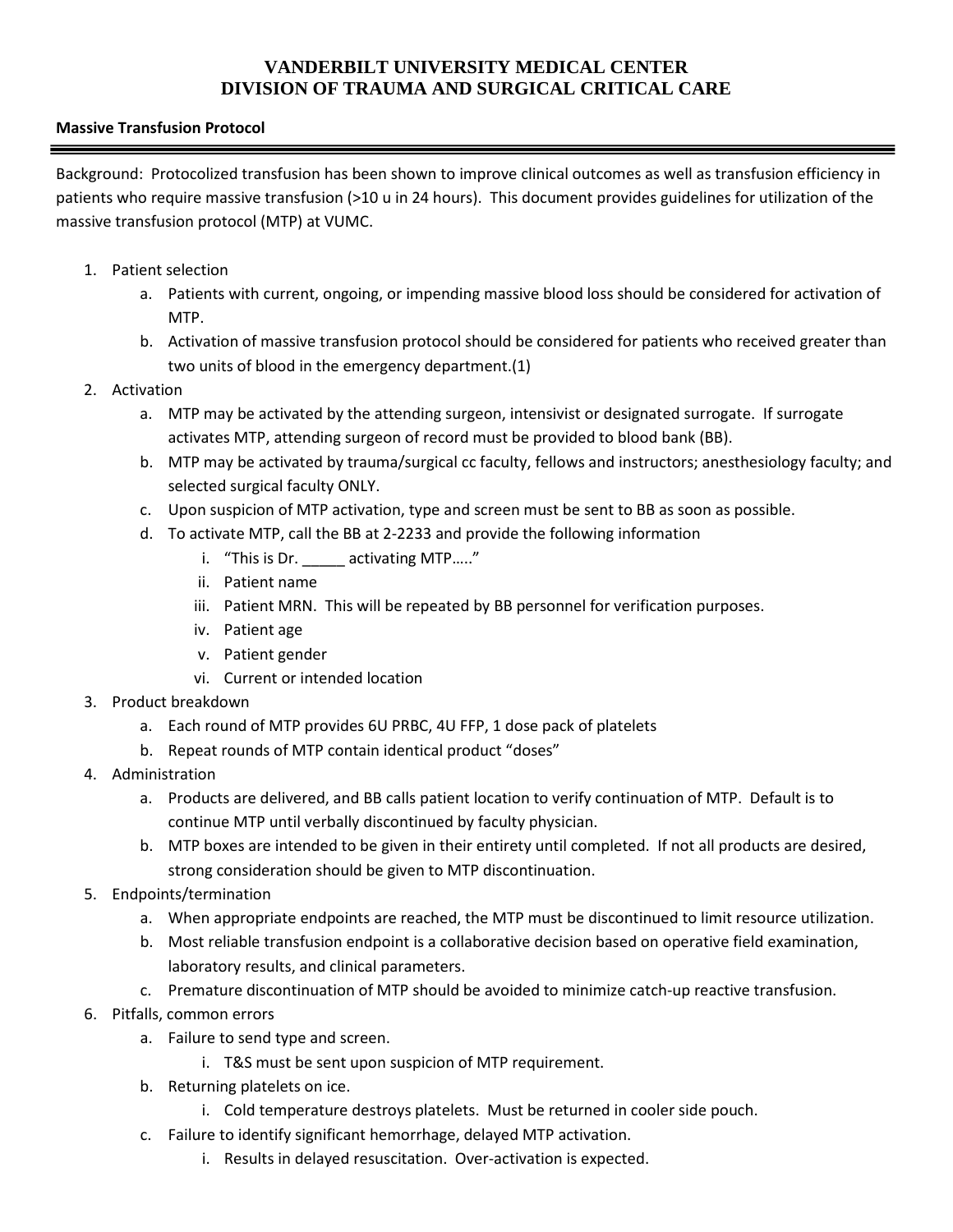# VANDERBILT UNIVERSITY MEDICAL CENTER
# DIVISION OF TRAUMA AND SURGICAL CRITICAL CARE

**Massive Transfusion Protocol**

---

Background: Protocolized transfusion has been shown to improve clinical outcomes as well as transfusion efficiency in patients who require massive transfusion (>10 u in 24 hours). This document provides guidelines for utilization of the massive transfusion protocol (MTP) at VUMC.

1. Patient selection
   a. Patients with current, ongoing, or impending massive blood loss should be considered for activation of MTP.
   b. Activation of massive transfusion protocol should be considered for patients who received greater than two units of blood in the emergency department.(1)
2. Activation
   a. MTP may be activated by the attending surgeon, intensivist or designated surrogate. If surrogate activates MTP, attending surgeon of record must be provided to blood bank (BB).
   b. MTP may be activated by trauma/surgical cc faculty, fellows and instructors; anesthesiology faculty; and selected surgical faculty ONLY.
   c. Upon suspicion of MTP activation, type and screen must be sent to BB as soon as possible.
   d. To activate MTP, call the BB at 2-2233 and provide the following information
      i. "This is Dr. _____ activating MTP….."
      ii. Patient name
      iii. Patient MRN. This will be repeated by BB personnel for verification purposes.
      iv. Patient age
      v. Patient gender
      vi. Current or intended location
3. Product breakdown
   a. Each round of MTP provides 6U PRBC, 4U FFP, 1 dose pack of platelets
   b. Repeat rounds of MTP contain identical product "doses"
4. Administration
   a. Products are delivered, and BB calls patient location to verify continuation of MTP. Default is to continue MTP until verbally discontinued by faculty physician.
   b. MTP boxes are intended to be given in their entirety until completed. If not all products are desired, strong consideration should be given to MTP discontinuation.
5. Endpoints/termination
   a. When appropriate endpoints are reached, the MTP must be discontinued to limit resource utilization.
   b. Most reliable transfusion endpoint is a collaborative decision based on operative field examination, laboratory results, and clinical parameters.
   c. Premature discontinuation of MTP should be avoided to minimize catch-up reactive transfusion.
6. Pitfalls, common errors
   a. Failure to send type and screen.
      i. T&S must be sent upon suspicion of MTP requirement.
   b. Returning platelets on ice.
      i. Cold temperature destroys platelets. Must be returned in cooler side pouch.
   c. Failure to identify significant hemorrhage, delayed MTP activation.
      i. Results in delayed resuscitation. Over-activation is expected.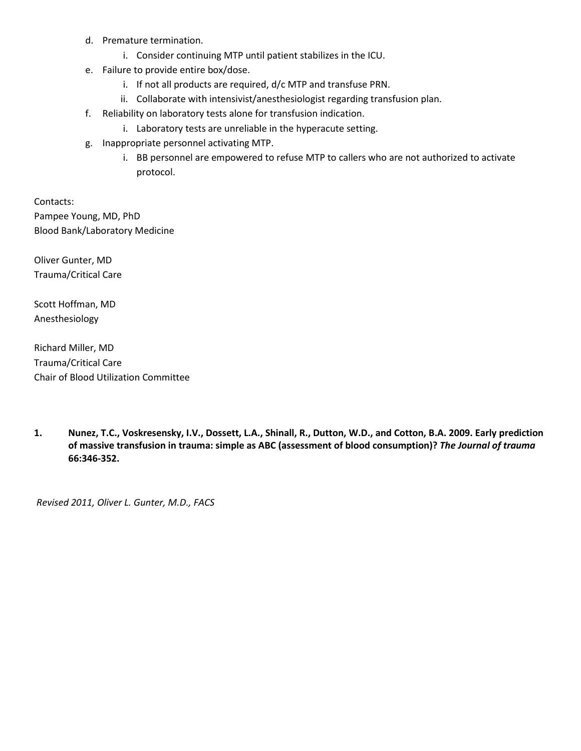d. Premature termination.
   i. Consider continuing MTP until patient stabilizes in the ICU.
e. Failure to provide entire box/dose.
   i. If not all products are required, d/c MTP and transfuse PRN.
   ii. Collaborate with intensivist/anesthesiologist regarding transfusion plan.
f. Reliability on laboratory tests alone for transfusion indication.
   i. Laboratory tests are unreliable in the hyperacute setting.
g. Inappropriate personnel activating MTP.
   i. BB personnel are empowered to refuse MTP to callers who are not authorized to activate protocol.

Contacts:
Pampee Young, MD, PhD
Blood Bank/Laboratory Medicine

Oliver Gunter, MD
Trauma/Critical Care

Scott Hoffman, MD
Anesthesiology

Richard Miller, MD
Trauma/Critical Care
Chair of Blood Utilization Committee

1. **Nunez, T.C., Voskresensky, I.V., Dossett, L.A., Shinall, R., Dutton, W.D., and Cotton, B.A. 2009. Early prediction of massive transfusion in trauma: simple as ABC (assessment of blood consumption)? *The Journal of trauma* 66:346-352.**

*Revised 2011, Oliver L. Gunter, M.D., FACS*